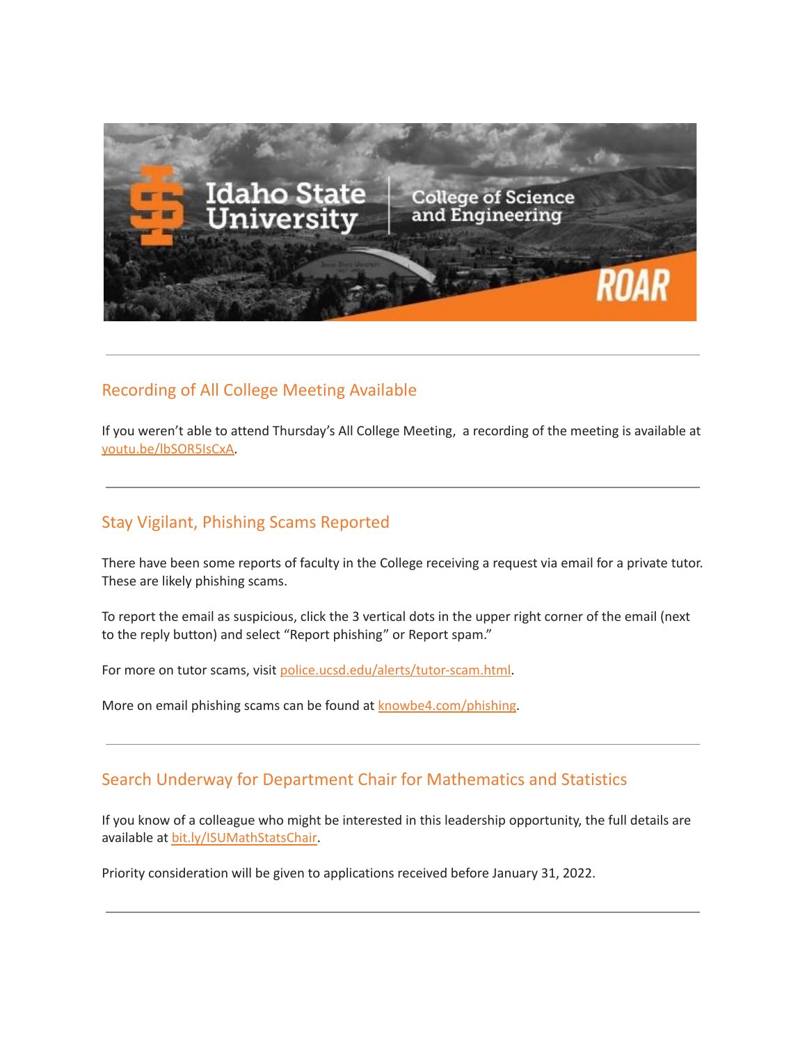---

## Recording of All College Meeting Available

If you weren't able to attend Thursday's All College Meeting, a recording of the meeting is available at youtu.be/lbSOR5IsCxA.

---

## Stay Vigilant, Phishing Scams Reported

There have been some reports of faculty in the College receiving a request via email for a private tutor. These are likely phishing scams.

To report the email as suspicious, click the 3 vertical dots in the upper right corner of the email (next to the reply button) and select "Report phishing" or Report spam."

For more on tutor scams, visit police.ucsd.edu/alerts/tutor-scam.html.

More on email phishing scams can be found at knowbe4.com/phishing.

---

## Search Underway for Department Chair for Mathematics and Statistics

If you know of a colleague who might be interested in this leadership opportunity, the full details are available at bit.ly/ISUMathStatsChair.

Priority consideration will be given to applications received before January 31, 2022.

---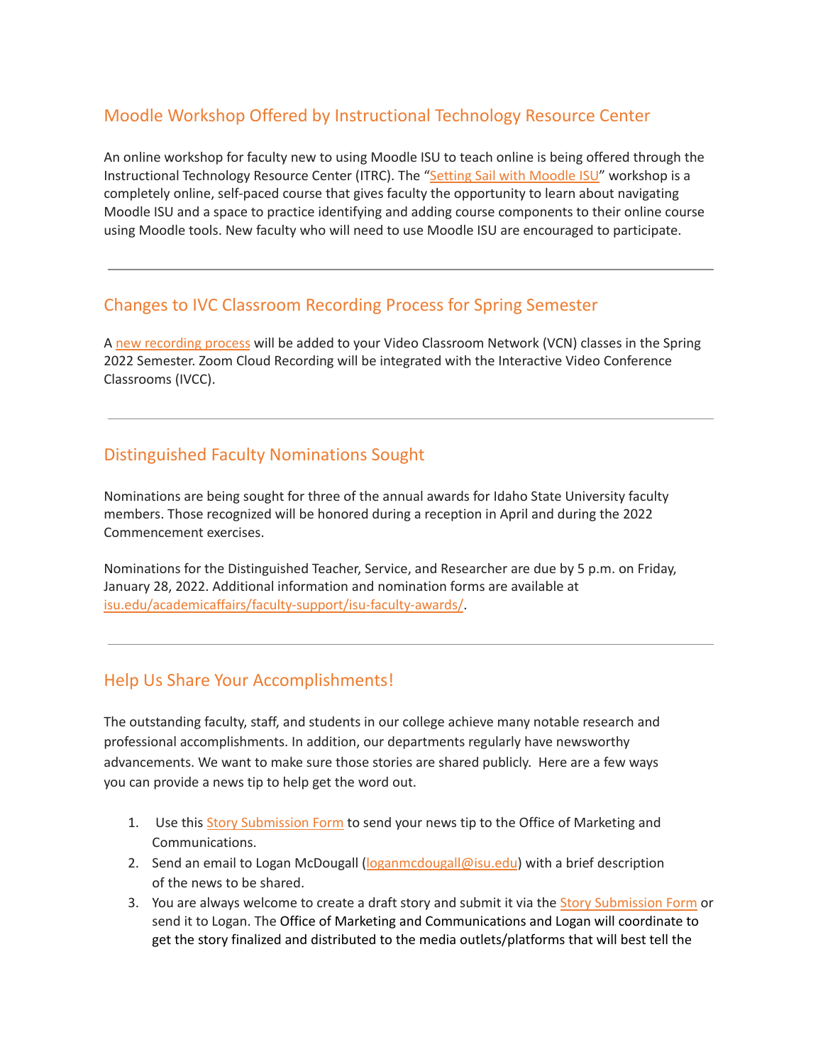## Moodle Workshop Offered by Instructional Technology Resource Center

An online workshop for faculty new to using Moodle ISU to teach online is being offered through the Instructional Technology Resource Center (ITRC). The "Setting Sail with Moodle ISU" workshop is a completely online, self-paced course that gives faculty the opportunity to learn about navigating Moodle ISU and a space to practice identifying and adding course components to their online course using Moodle tools. New faculty who will need to use Moodle ISU are encouraged to participate.

---

## Changes to IVC Classroom Recording Process for Spring Semester

A new recording process will be added to your Video Classroom Network (VCN) classes in the Spring 2022 Semester. Zoom Cloud Recording will be integrated with the Interactive Video Conference Classrooms (IVCC).

---

## Distinguished Faculty Nominations Sought

Nominations are being sought for three of the annual awards for Idaho State University faculty members. Those recognized will be honored during a reception in April and during the 2022 Commencement exercises.

Nominations for the Distinguished Teacher, Service, and Researcher are due by 5 p.m. on Friday, January 28, 2022. Additional information and nomination forms are available at isu.edu/academicaffairs/faculty-support/isu-faculty-awards/.

---

## Help Us Share Your Accomplishments!

The outstanding faculty, staff, and students in our college achieve many notable research and professional accomplishments. In addition, our departments regularly have newsworthy advancements. We want to make sure those stories are shared publicly. Here are a few ways you can provide a news tip to help get the word out.

1. Use this Story Submission Form to send your news tip to the Office of Marketing and Communications.
2. Send an email to Logan McDougall (loganmcdougall@isu.edu) with a brief description of the news to be shared.
3. You are always welcome to create a draft story and submit it via the Story Submission Form or send it to Logan. The Office of Marketing and Communications and Logan will coordinate to get the story finalized and distributed to the media outlets/platforms that will best tell the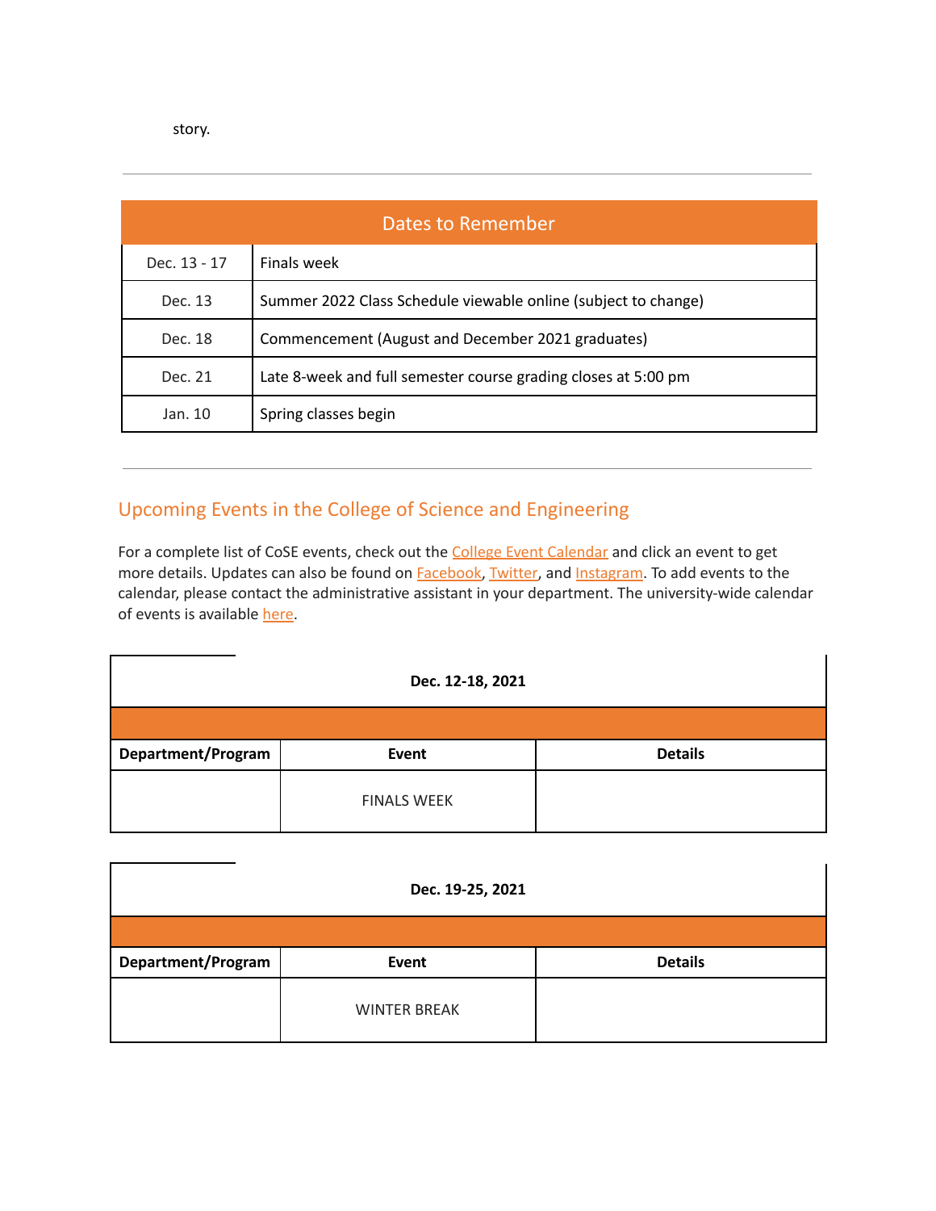story.

---

| Dates to Remember | |
|---|---|
| Dec. 13 - 17 | Finals week |
| Dec. 13 | Summer 2022 Class Schedule viewable online (subject to change) |
| Dec. 18 | Commencement (August and December 2021 graduates) |
| Dec. 21 | Late 8-week and full semester course grading closes at 5:00 pm |
| Jan. 10 | Spring classes begin |

---

## Upcoming Events in the College of Science and Engineering

For a complete list of CoSE events, check out the College Event Calendar and click an event to get more details. Updates can also be found on Facebook, Twitter, and Instagram. To add events to the calendar, please contact the administrative assistant in your department. The university-wide calendar of events is available here.

| Dec. 12-18, 2021 | | |
|---|---|---|
| **Department/Program** | **Event** | **Details** |
| | FINALS WEEK | |

| Dec. 19-25, 2021 | | |
|---|---|---|
| **Department/Program** | **Event** | **Details** |
| | WINTER BREAK | |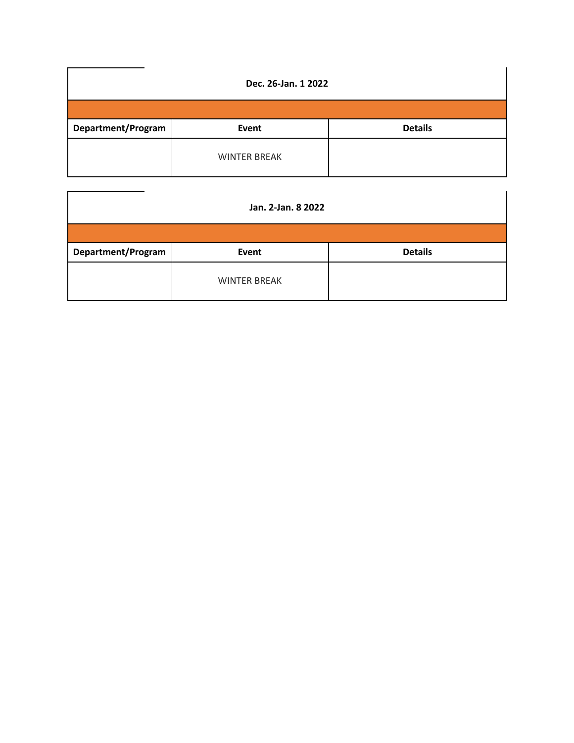| Dec. 26-Jan. 1 2022 | | |
|---|---|---|
| | | |
| **Department/Program** | **Event** | **Details** |
| | WINTER BREAK | |

| Jan. 2-Jan. 8 2022 | | |
|---|---|---|
| | | |
| **Department/Program** | **Event** | **Details** |
| | WINTER BREAK | |